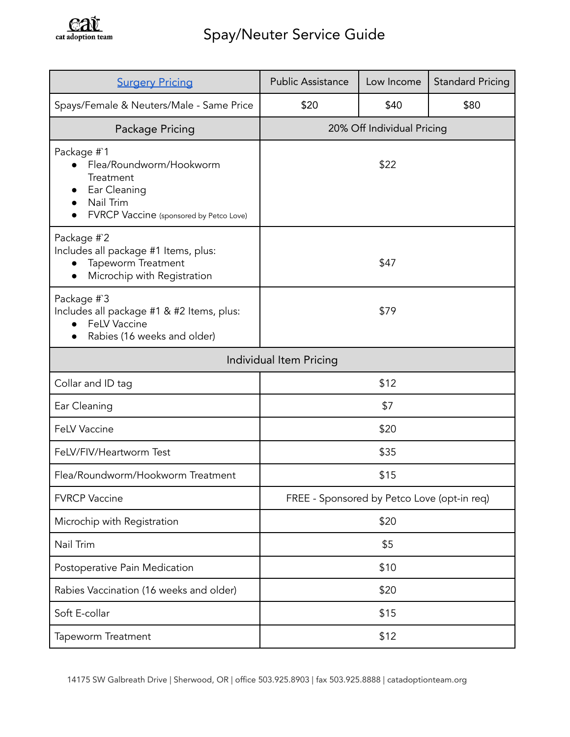cat adoption team

# Spay/Neuter Service Guide

| Surgery Pricing | Public Assistance | Low Income | Standard Pricing |
|---|---|---|---|
| Spays/Female & Neuters/Male - Same Price | $20 | $40 | $80 |
| **Package Pricing** | 20% Off Individual Pricing | | |
| Package #`1<br>• Flea/Roundworm/Hookworm Treatment<br>• Ear Cleaning<br>• Nail Trim<br>• FVRCP Vaccine (sponsored by Petco Love) | $22 | | |
| Package #`2<br>Includes all package #1 Items, plus:<br>• Tapeworm Treatment<br>• Microchip with Registration | $47 | | |
| Package #`3<br>Includes all package #1 & #2 Items, plus:<br>• FeLV Vaccine<br>• Rabies (16 weeks and older) | $79 | | |
| **Individual Item Pricing** | | | |
| Collar and ID tag | $12 | | |
| Ear Cleaning | $7 | | |
| FeLV Vaccine | $20 | | |
| FeLV/FIV/Heartworm Test | $35 | | |
| Flea/Roundworm/Hookworm Treatment | $15 | | |
| FVRCP Vaccine | FREE - Sponsored by Petco Love (opt-in req) | | |
| Microchip with Registration | $20 | | |
| Nail Trim | $5 | | |
| Postoperative Pain Medication | $10 | | |
| Rabies Vaccination (16 weeks and older) | $20 | | |
| Soft E-collar | $15 | | |
| Tapeworm Treatment | $12 | | |

14175 SW Galbreath Drive | Sherwood, OR | office 503.925.8903 | fax 503.925.8888 | catadoptionteam.org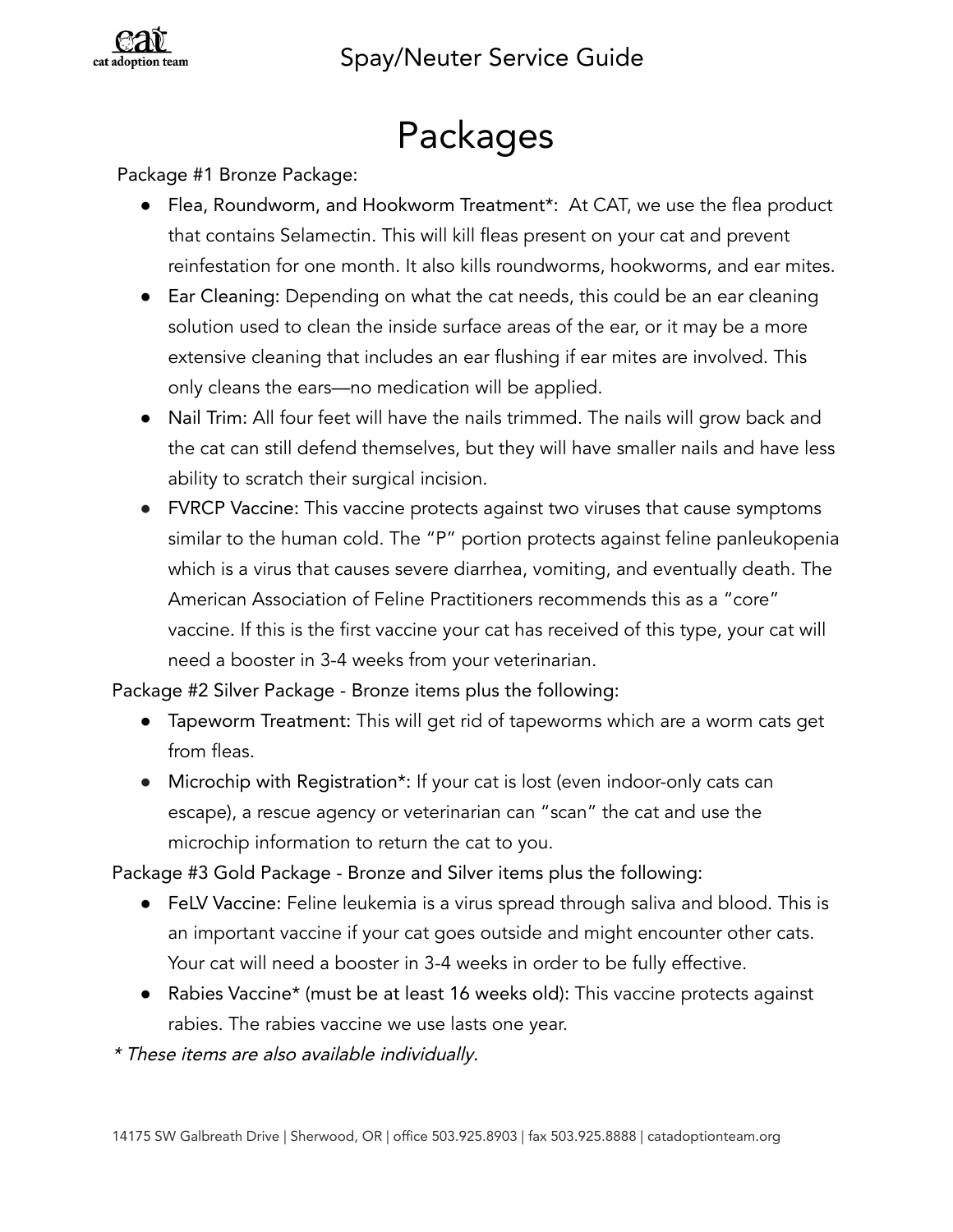# Packages

Package #1 Bronze Package:

- Flea, Roundworm, and Hookworm Treatment*: At CAT, we use the flea product that contains Selamectin. This will kill fleas present on your cat and prevent reinfestation for one month. It also kills roundworms, hookworms, and ear mites.
- Ear Cleaning: Depending on what the cat needs, this could be an ear cleaning solution used to clean the inside surface areas of the ear, or it may be a more extensive cleaning that includes an ear flushing if ear mites are involved. This only cleans the ears—no medication will be applied.
- Nail Trim: All four feet will have the nails trimmed. The nails will grow back and the cat can still defend themselves, but they will have smaller nails and have less ability to scratch their surgical incision.
- FVRCP Vaccine: This vaccine protects against two viruses that cause symptoms similar to the human cold. The "P" portion protects against feline panleukopenia which is a virus that causes severe diarrhea, vomiting, and eventually death. The American Association of Feline Practitioners recommends this as a "core" vaccine. If this is the first vaccine your cat has received of this type, your cat will need a booster in 3-4 weeks from your veterinarian.

Package #2 Silver Package - Bronze items plus the following:

- Tapeworm Treatment: This will get rid of tapeworms which are a worm cats get from fleas.
- Microchip with Registration*: If your cat is lost (even indoor-only cats can escape), a rescue agency or veterinarian can "scan" the cat and use the microchip information to return the cat to you.

Package #3 Gold Package - Bronze and Silver items plus the following:

- FeLV Vaccine: Feline leukemia is a virus spread through saliva and blood. This is an important vaccine if your cat goes outside and might encounter other cats. Your cat will need a booster in 3-4 weeks in order to be fully effective.
- Rabies Vaccine* (must be at least 16 weeks old): This vaccine protects against rabies. The rabies vaccine we use lasts one year.

*\* These items are also available individually.*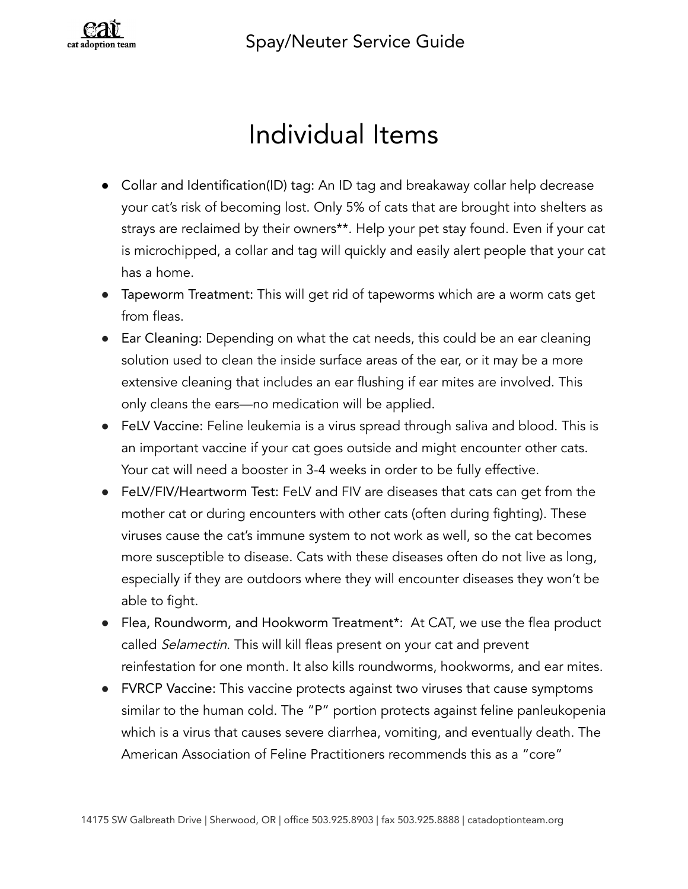# Individual Items

- Collar and Identification(ID) tag: An ID tag and breakaway collar help decrease your cat's risk of becoming lost. Only 5% of cats that are brought into shelters as strays are reclaimed by their owners**. Help your pet stay found. Even if your cat is microchipped, a collar and tag will quickly and easily alert people that your cat has a home.
- Tapeworm Treatment: This will get rid of tapeworms which are a worm cats get from fleas.
- Ear Cleaning: Depending on what the cat needs, this could be an ear cleaning solution used to clean the inside surface areas of the ear, or it may be a more extensive cleaning that includes an ear flushing if ear mites are involved. This only cleans the ears—no medication will be applied.
- FeLV Vaccine: Feline leukemia is a virus spread through saliva and blood. This is an important vaccine if your cat goes outside and might encounter other cats. Your cat will need a booster in 3-4 weeks in order to be fully effective.
- FeLV/FIV/Heartworm Test: FeLV and FIV are diseases that cats can get from the mother cat or during encounters with other cats (often during fighting). These viruses cause the cat's immune system to not work as well, so the cat becomes more susceptible to disease. Cats with these diseases often do not live as long, especially if they are outdoors where they will encounter diseases they won't be able to fight.
- Flea, Roundworm, and Hookworm Treatment*: At CAT, we use the flea product called *Selamectin*. This will kill fleas present on your cat and prevent reinfestation for one month. It also kills roundworms, hookworms, and ear mites.
- FVRCP Vaccine: This vaccine protects against two viruses that cause symptoms similar to the human cold. The "P" portion protects against feline panleukopenia which is a virus that causes severe diarrhea, vomiting, and eventually death. The American Association of Feline Practitioners recommends this as a "core"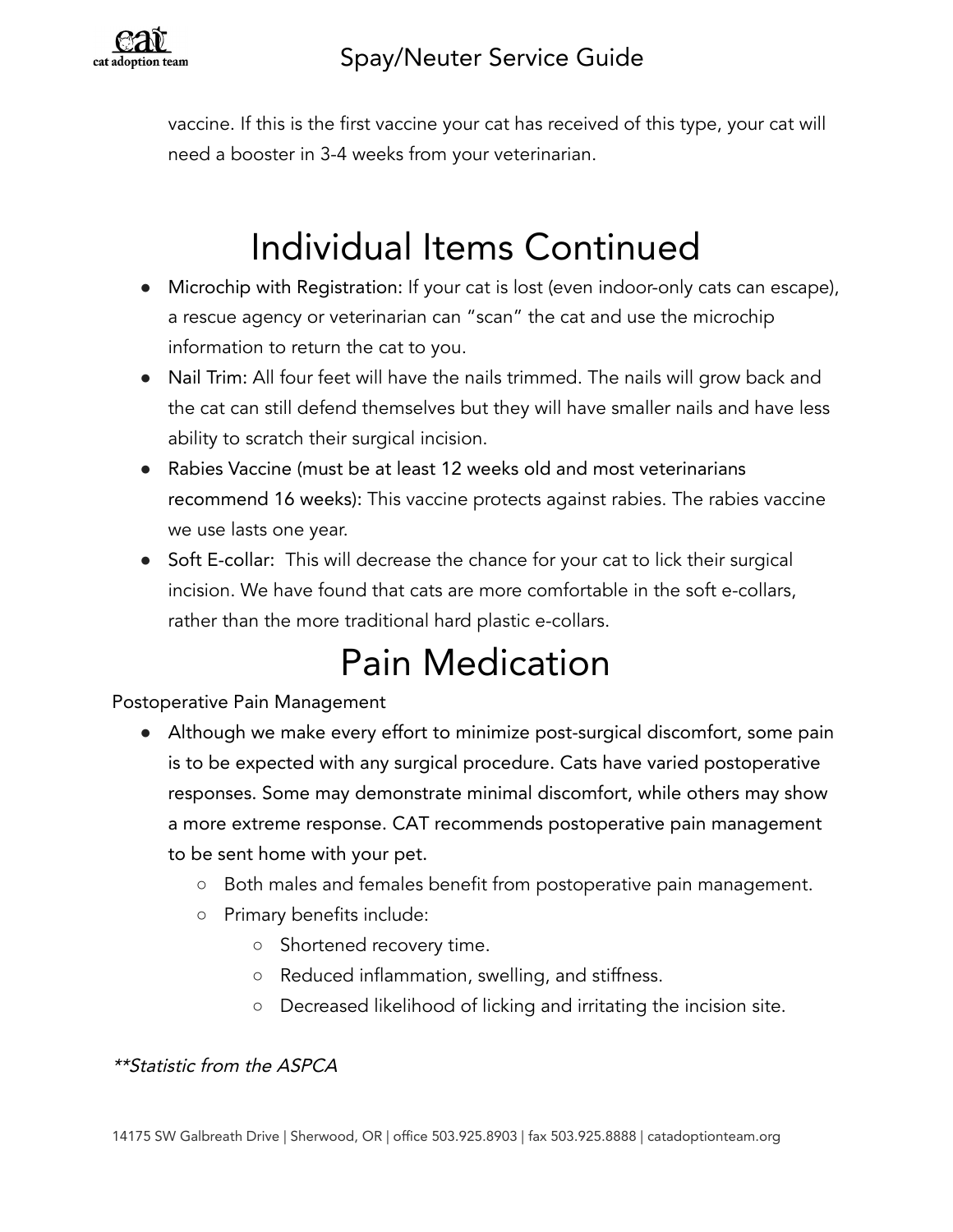vaccine. If this is the first vaccine your cat has received of this type, your cat will need a booster in 3-4 weeks from your veterinarian.

# Individual Items Continued

- Microchip with Registration: If your cat is lost (even indoor-only cats can escape), a rescue agency or veterinarian can "scan" the cat and use the microchip information to return the cat to you.
- Nail Trim: All four feet will have the nails trimmed. The nails will grow back and the cat can still defend themselves but they will have smaller nails and have less ability to scratch their surgical incision.
- Rabies Vaccine (must be at least 12 weeks old and most veterinarians recommend 16 weeks): This vaccine protects against rabies. The rabies vaccine we use lasts one year.
- Soft E-collar: This will decrease the chance for your cat to lick their surgical incision. We have found that cats are more comfortable in the soft e-collars, rather than the more traditional hard plastic e-collars.

# Pain Medication

Postoperative Pain Management

- Although we make every effort to minimize post-surgical discomfort, some pain is to be expected with any surgical procedure. Cats have varied postoperative responses. Some may demonstrate minimal discomfort, while others may show a more extreme response. CAT recommends postoperative pain management to be sent home with your pet.
  - Both males and females benefit from postoperative pain management.
  - Primary benefits include:
    - Shortened recovery time.
    - Reduced inflammation, swelling, and stiffness.
    - Decreased likelihood of licking and irritating the incision site.

*\*\*Statistic from the ASPCA*